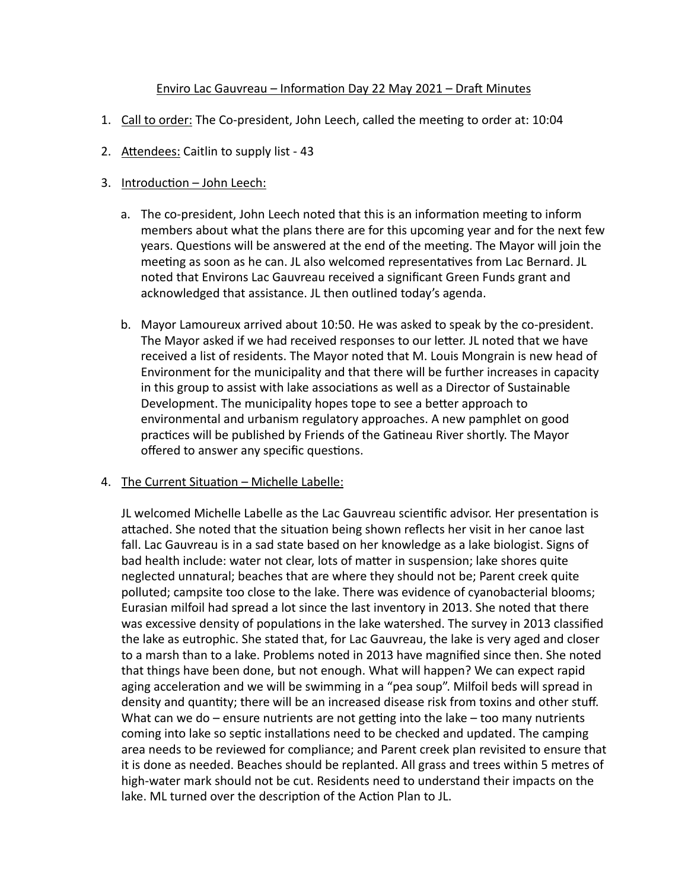<u>Enviro Lac Gauvreau – Information Day 22 May 2021 – Draft Minutes</u>

1. <u>Call to order:</u> The Co-president, John Leech, called the meeting to order at: 10:04

2. <u>Attendees:</u> Caitlin to supply list - 43

3. <u>Introduction – John Leech:</u>

   a. The co-president, John Leech noted that this is an information meeting to inform members about what the plans there are for this upcoming year and for the next few years. Questions will be answered at the end of the meeting. The Mayor will join the meeting as soon as he can. JL also welcomed representatives from Lac Bernard. JL noted that Environs Lac Gauvreau received a significant Green Funds grant and acknowledged that assistance. JL then outlined today's agenda.

   b. Mayor Lamoureux arrived about 10:50. He was asked to speak by the co-president. The Mayor asked if we had received responses to our letter. JL noted that we have received a list of residents. The Mayor noted that M. Louis Mongrain is new head of Environment for the municipality and that there will be further increases in capacity in this group to assist with lake associations as well as a Director of Sustainable Development. The municipality hopes tope to see a better approach to environmental and urbanism regulatory approaches. A new pamphlet on good practices will be published by Friends of the Gatineau River shortly. The Mayor offered to answer any specific questions.

4. <u>The Current Situation – Michelle Labelle:</u>

   JL welcomed Michelle Labelle as the Lac Gauvreau scientific advisor. Her presentation is attached. She noted that the situation being shown reflects her visit in her canoe last fall. Lac Gauvreau is in a sad state based on her knowledge as a lake biologist. Signs of bad health include: water not clear, lots of matter in suspension; lake shores quite neglected unnatural; beaches that are where they should not be; Parent creek quite polluted; campsite too close to the lake. There was evidence of cyanobacterial blooms; Eurasian milfoil had spread a lot since the last inventory in 2013. She noted that there was excessive density of populations in the lake watershed. The survey in 2013 classified the lake as eutrophic. She stated that, for Lac Gauvreau, the lake is very aged and closer to a marsh than to a lake. Problems noted in 2013 have magnified since then. She noted that things have been done, but not enough. What will happen? We can expect rapid aging acceleration and we will be swimming in a "pea soup". Milfoil beds will spread in density and quantity; there will be an increased disease risk from toxins and other stuff. What can we do – ensure nutrients are not getting into the lake – too many nutrients coming into lake so septic installations need to be checked and updated. The camping area needs to be reviewed for compliance; and Parent creek plan revisited to ensure that it is done as needed. Beaches should be replanted. All grass and trees within 5 metres of high-water mark should not be cut. Residents need to understand their impacts on the lake. ML turned over the description of the Action Plan to JL.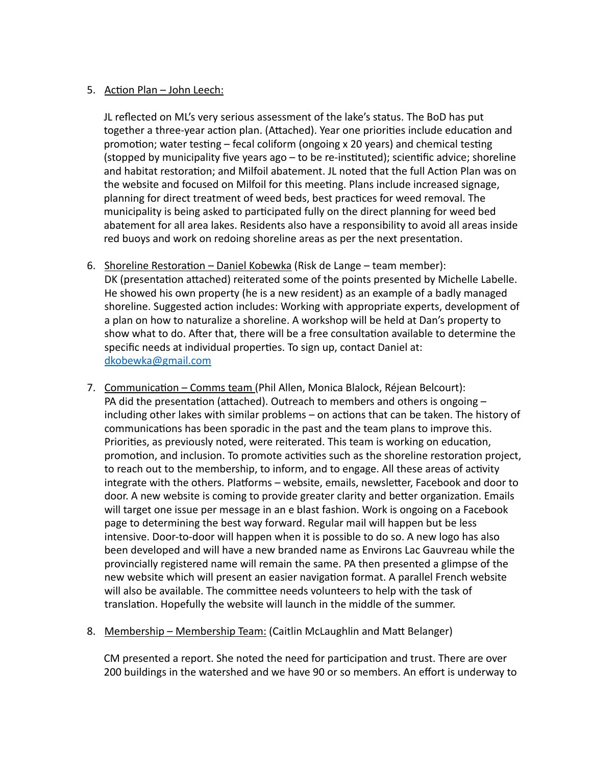5. <u>Action Plan – John Leech:</u>

   JL reflected on ML's very serious assessment of the lake's status. The BoD has put together a three-year action plan. (Attached). Year one priorities include education and promotion; water testing – fecal coliform (ongoing x 20 years) and chemical testing (stopped by municipality five years ago – to be re-instituted); scientific advice; shoreline and habitat restoration; and Milfoil abatement. JL noted that the full Action Plan was on the website and focused on Milfoil for this meeting. Plans include increased signage, planning for direct treatment of weed beds, best practices for weed removal. The municipality is being asked to participated fully on the direct planning for weed bed abatement for all area lakes. Residents also have a responsibility to avoid all areas inside red buoys and work on redoing shoreline areas as per the next presentation.

6. <u>Shoreline Restoration – Daniel Kobewka</u> (Risk de Lange – team member):
   DK (presentation attached) reiterated some of the points presented by Michelle Labelle. He showed his own property (he is a new resident) as an example of a badly managed shoreline. Suggested action includes: Working with appropriate experts, development of a plan on how to naturalize a shoreline. A workshop will be held at Dan's property to show what to do. After that, there will be a free consultation available to determine the specific needs at individual properties. To sign up, contact Daniel at: dkobewka@gmail.com

7. <u>Communication – Comms team</u> (Phil Allen, Monica Blalock, Réjean Belcourt):
   PA did the presentation (attached). Outreach to members and others is ongoing – including other lakes with similar problems – on actions that can be taken. The history of communications has been sporadic in the past and the team plans to improve this. Priorities, as previously noted, were reiterated. This team is working on education, promotion, and inclusion. To promote activities such as the shoreline restoration project, to reach out to the membership, to inform, and to engage. All these areas of activity integrate with the others. Platforms – website, emails, newsletter, Facebook and door to door. A new website is coming to provide greater clarity and better organization. Emails will target one issue per message in an e blast fashion. Work is ongoing on a Facebook page to determining the best way forward. Regular mail will happen but be less intensive. Door-to-door will happen when it is possible to do so. A new logo has also been developed and will have a new branded name as Environs Lac Gauvreau while the provincially registered name will remain the same. PA then presented a glimpse of the new website which will present an easier navigation format. A parallel French website will also be available. The committee needs volunteers to help with the task of translation. Hopefully the website will launch in the middle of the summer.

8. <u>Membership – Membership Team:</u> (Caitlin McLaughlin and Matt Belanger)

   CM presented a report. She noted the need for participation and trust. There are over 200 buildings in the watershed and we have 90 or so members. An effort is underway to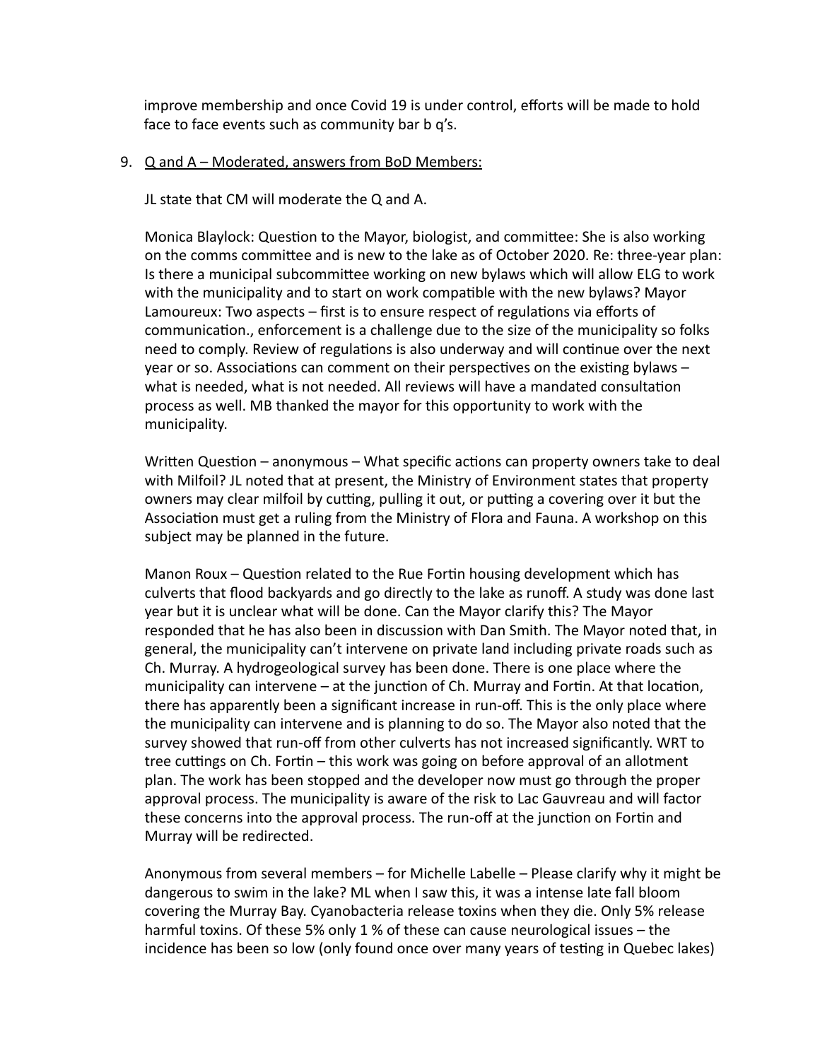improve membership and once Covid 19 is under control, efforts will be made to hold face to face events such as community bar b q's.

9. Q and A – Moderated, answers from BoD Members:

   JL state that CM will moderate the Q and A.

   Monica Blaylock: Question to the Mayor, biologist, and committee: She is also working on the comms committee and is new to the lake as of October 2020. Re: three-year plan: Is there a municipal subcommittee working on new bylaws which will allow ELG to work with the municipality and to start on work compatible with the new bylaws? Mayor Lamoureux: Two aspects – first is to ensure respect of regulations via efforts of communication., enforcement is a challenge due to the size of the municipality so folks need to comply. Review of regulations is also underway and will continue over the next year or so. Associations can comment on their perspectives on the existing bylaws – what is needed, what is not needed. All reviews will have a mandated consultation process as well. MB thanked the mayor for this opportunity to work with the municipality.

   Written Question – anonymous – What specific actions can property owners take to deal with Milfoil? JL noted that at present, the Ministry of Environment states that property owners may clear milfoil by cutting, pulling it out, or putting a covering over it but the Association must get a ruling from the Ministry of Flora and Fauna. A workshop on this subject may be planned in the future.

   Manon Roux – Question related to the Rue Fortin housing development which has culverts that flood backyards and go directly to the lake as runoff. A study was done last year but it is unclear what will be done. Can the Mayor clarify this? The Mayor responded that he has also been in discussion with Dan Smith. The Mayor noted that, in general, the municipality can't intervene on private land including private roads such as Ch. Murray. A hydrogeological survey has been done. There is one place where the municipality can intervene – at the junction of Ch. Murray and Fortin. At that location, there has apparently been a significant increase in run-off. This is the only place where the municipality can intervene and is planning to do so. The Mayor also noted that the survey showed that run-off from other culverts has not increased significantly. WRT to tree cuttings on Ch. Fortin – this work was going on before approval of an allotment plan. The work has been stopped and the developer now must go through the proper approval process. The municipality is aware of the risk to Lac Gauvreau and will factor these concerns into the approval process. The run-off at the junction on Fortin and Murray will be redirected.

   Anonymous from several members – for Michelle Labelle – Please clarify why it might be dangerous to swim in the lake? ML when I saw this, it was a intense late fall bloom covering the Murray Bay. Cyanobacteria release toxins when they die. Only 5% release harmful toxins. Of these 5% only 1 % of these can cause neurological issues – the incidence has been so low (only found once over many years of testing in Quebec lakes)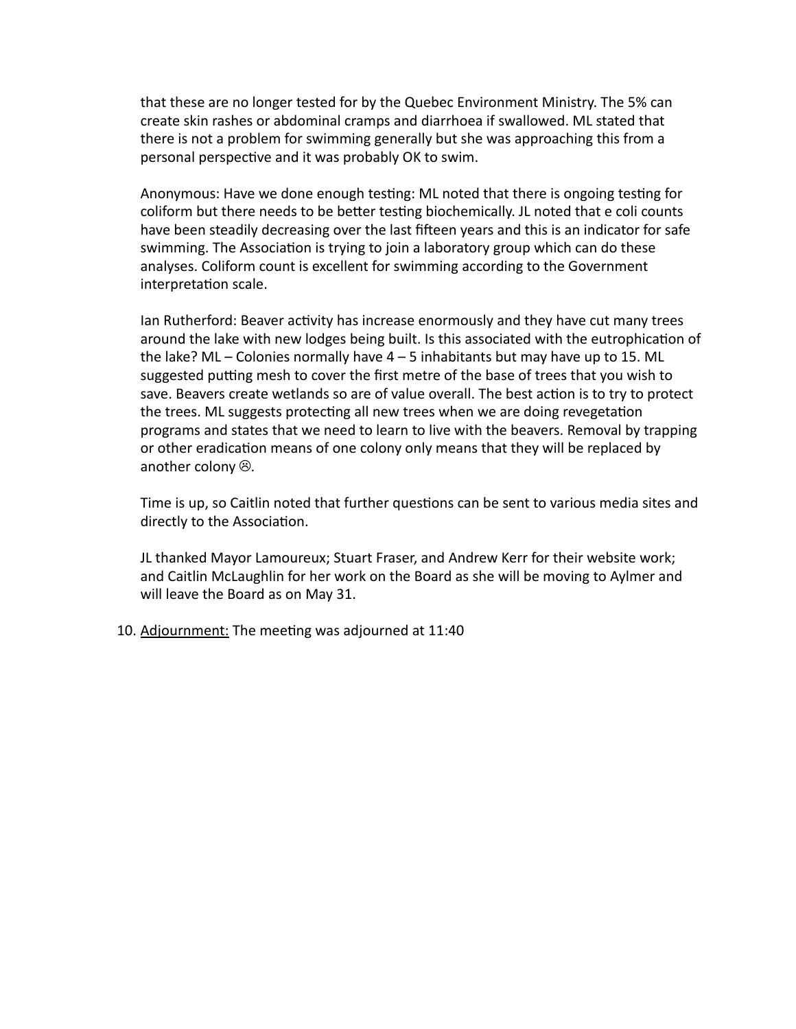that these are no longer tested for by the Quebec Environment Ministry. The 5% can create skin rashes or abdominal cramps and diarrhoea if swallowed. ML stated that there is not a problem for swimming generally but she was approaching this from a personal perspective and it was probably OK to swim.

Anonymous: Have we done enough testing: ML noted that there is ongoing testing for coliform but there needs to be better testing biochemically. JL noted that e coli counts have been steadily decreasing over the last fifteen years and this is an indicator for safe swimming. The Association is trying to join a laboratory group which can do these analyses. Coliform count is excellent for swimming according to the Government interpretation scale.

Ian Rutherford: Beaver activity has increase enormously and they have cut many trees around the lake with new lodges being built. Is this associated with the eutrophication of the lake? ML – Colonies normally have 4 – 5 inhabitants but may have up to 15. ML suggested putting mesh to cover the first metre of the base of trees that you wish to save. Beavers create wetlands so are of value overall. The best action is to try to protect the trees. ML suggests protecting all new trees when we are doing revegetation programs and states that we need to learn to live with the beavers. Removal by trapping or other eradication means of one colony only means that they will be replaced by another colony ☹.

Time is up, so Caitlin noted that further questions can be sent to various media sites and directly to the Association.

JL thanked Mayor Lamoureux; Stuart Fraser, and Andrew Kerr for their website work; and Caitlin McLaughlin for her work on the Board as she will be moving to Aylmer and will leave the Board as on May 31.

10. <u>Adjournment:</u> The meeting was adjourned at 11:40